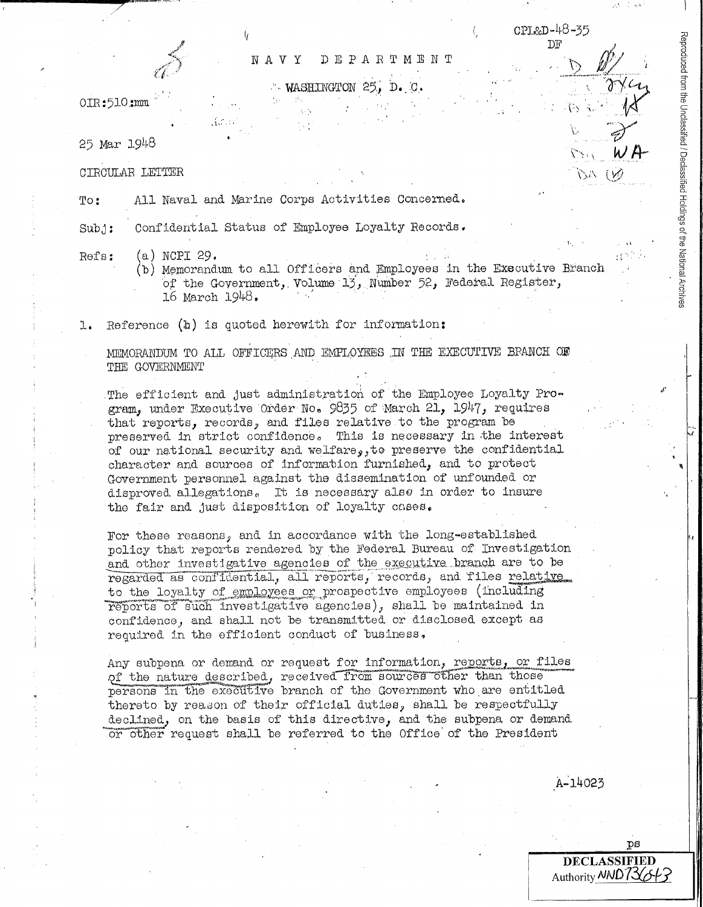CPI&D-48-35
DF

# NAVY DEPARTMENT

WASHINGTON 25, D. C.

OIR:510:mm

25 Mar 1948

CIRCULAR LETTER

To: All Naval and Marine Corps Activities Concerned.

Subj: Confidential Status of Employee Loyalty Records.

Refs: (a) NCPI 29.
(b) Memorandum to all Officers and Employees in the Executive Branch of the Government, Volume 13, Number 52, Federal Register, 16 March 1948.

1. Reference (b) is quoted herewith for information:

MEMORANDUM TO ALL OFFICERS AND EMPLOYEES IN THE EXECUTIVE BRANCH OF THE GOVERNMENT

The efficient and just administration of the Employee Loyalty Program, under Executive Order No. 9835 of March 21, 1947, requires that reports, records, and files relative to the program be preserved in strict confidence. This is necessary in the interest of our national security and welfare, to preserve the confidential character and sources of information furnished, and to protect Government personnel against the dissemination of unfounded or disproved allegations. It is necessary also in order to insure the fair and just disposition of loyalty cases.

For these reasons, and in accordance with the long-established policy that reports rendered by the Federal Bureau of Investigation and other investigative agencies of the executive branch are to be regarded as confidential, all reports, records, and files relative to the loyalty of employees or prospective employees (including reports of such investigative agencies), shall be maintained in confidence, and shall not be transmitted or disclosed except as required in the efficient conduct of business.

Any subpena or demand or request for information, reports, or files of the nature described, received from sources other than those persons in the executive branch of the Government who are entitled thereto by reason of their official duties, shall be respectfully declined, on the basis of this directive, and the subpena or demand or other request shall be referred to the Office of the President

A-14023

DECLASSIFIED
Authority NND 736643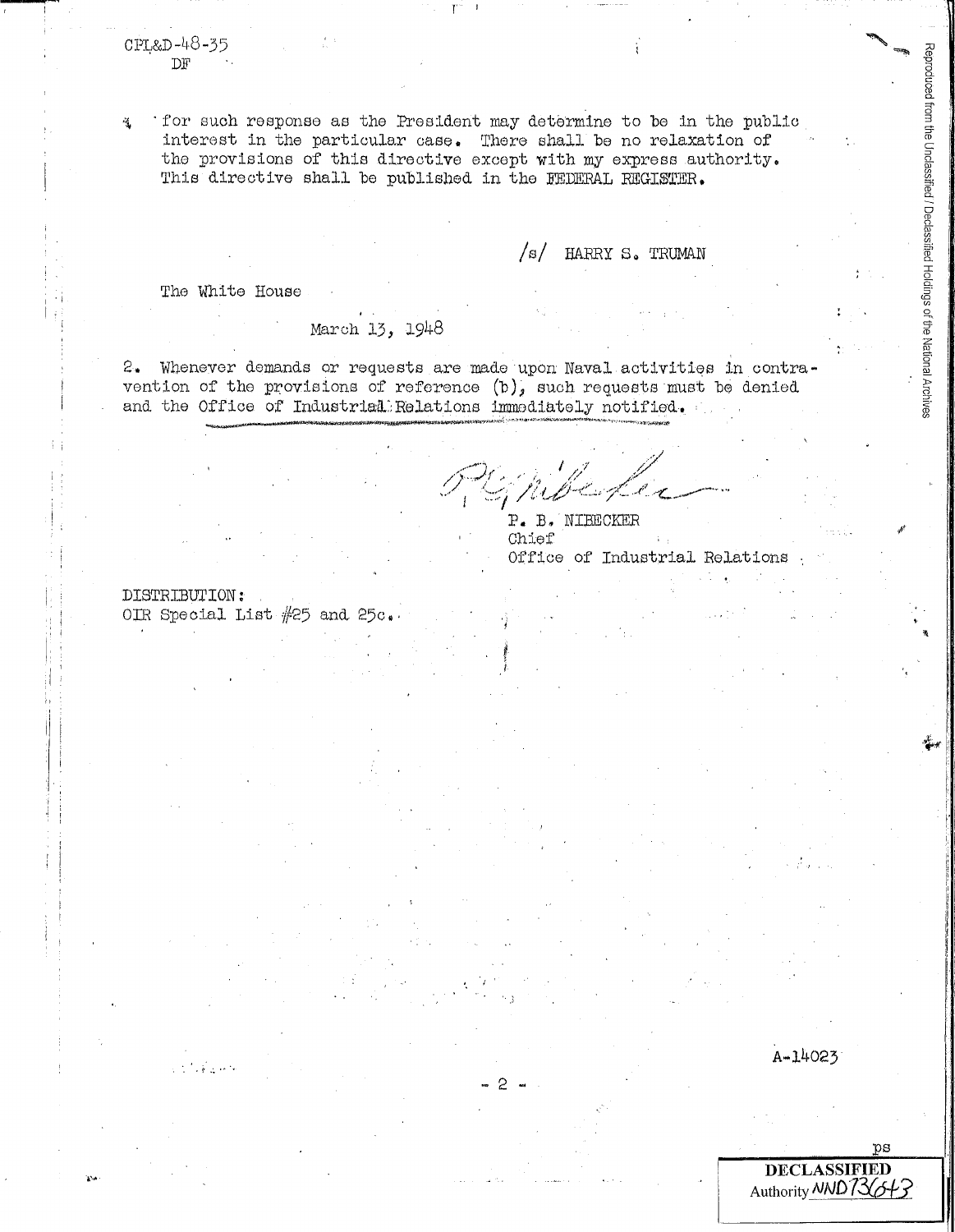CPL&D-48-35
DF

for such response as the President may determine to be in the public interest in the particular case. There shall be no relaxation of the provisions of this directive except with my express authority. This directive shall be published in the FEDERAL REGISTER.

/s/ HARRY S. TRUMAN

The White House

March 13, 1948

2. Whenever demands or requests are made upon Naval activities in contravention of the provisions of reference (b), such requests must be denied and the Office of Industrial Relations immediately notified.

P. B. NIBECKER
Chief
Office of Industrial Relations

DISTRIBUTION:
OIR Special List #25 and 25c.

A-14023

ps

DECLASSIFIED
Authority NND 736643

Reproduced from the Unclassified / Declassified Holdings of the National Archives